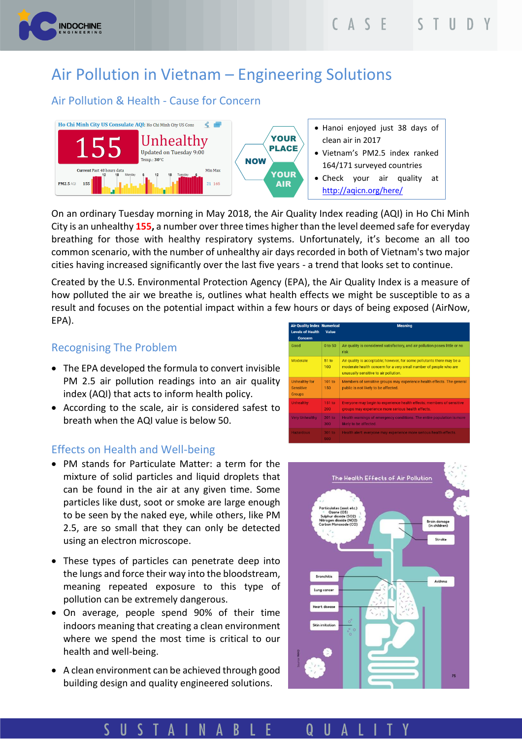# Air Pollution in Vietnam – Engineering Solutions

## Air Pollution & Health - Cause for Concern

- Hanoi enjoyed just 38 days of clean air in 2017
- Vietnam's PM2.5 index ranked 164/171 surveyed countries
- Check your air quality at http://aqicn.org/here/

On an ordinary Tuesday morning in May 2018, the Air Quality Index reading (AQI) in Ho Chi Minh City is an unhealthy **155,** a number over three times higher than the level deemed safe for everyday breathing for those with healthy respiratory systems. Unfortunately, it's become an all too common scenario, with the number of unhealthy air days recorded in both of Vietnam's two major cities having increased significantly over the last five years - a trend that looks set to continue.

Created by the U.S. Environmental Protection Agency (EPA), the Air Quality Index is a measure of how polluted the air we breathe is, outlines what health effects we might be susceptible to as a result and focuses on the potential impact within a few hours or days of being exposed (AirNow, EPA).

## Recognising The Problem

- The EPA developed the formula to convert invisible PM 2.5 air pollution readings into an air quality index (AQI) that acts to inform health policy.
- According to the scale, air is considered safest to breath when the AQI value is below 50.

| Air Quality Index Levels of Health Concern | Numerical Value | Meaning |
|---|---|---|
| Good | 0 to 50 | Air quality is considered satisfactory, and air pollution poses little or no risk |
| Moderate | 51 to 100 | Air quality is acceptable; however, for some pollutants there may be a moderate health concern for a very small number of people who are unusually sensitive to air pollution. |
| Unhealthy for Sensitive Groups | 101 to 150 | Members of sensitive groups may experience health effects. The general public is not likely to be affected. |
| Unhealthy | 151 to 200 | Everyone may begin to experience health effects; members of sensitive groups may experience more serious health effects. |
| Very Unhealthy | 201 to 300 | Health warnings of emergency conditions. The entire population is more likely to be affected. |
| Hazardous | 301 to 500 | Health alert: everyone may experience more serious health effects. |

## Effects on Health and Well-being

- PM stands for Particulate Matter: a term for the mixture of solid particles and liquid droplets that can be found in the air at any given time. Some particles like dust, soot or smoke are large enough to be seen by the naked eye, while others, like PM 2.5, are so small that they can only be detected using an electron microscope.
- These types of particles can penetrate deep into the lungs and force their way into the bloodstream, meaning repeated exposure to this type of pollution can be extremely dangerous.
- On average, people spend 90% of their time indoors meaning that creating a clean environment where we spend the most time is critical to our health and well-being.
- A clean environment can be achieved through good building design and quality engineered solutions.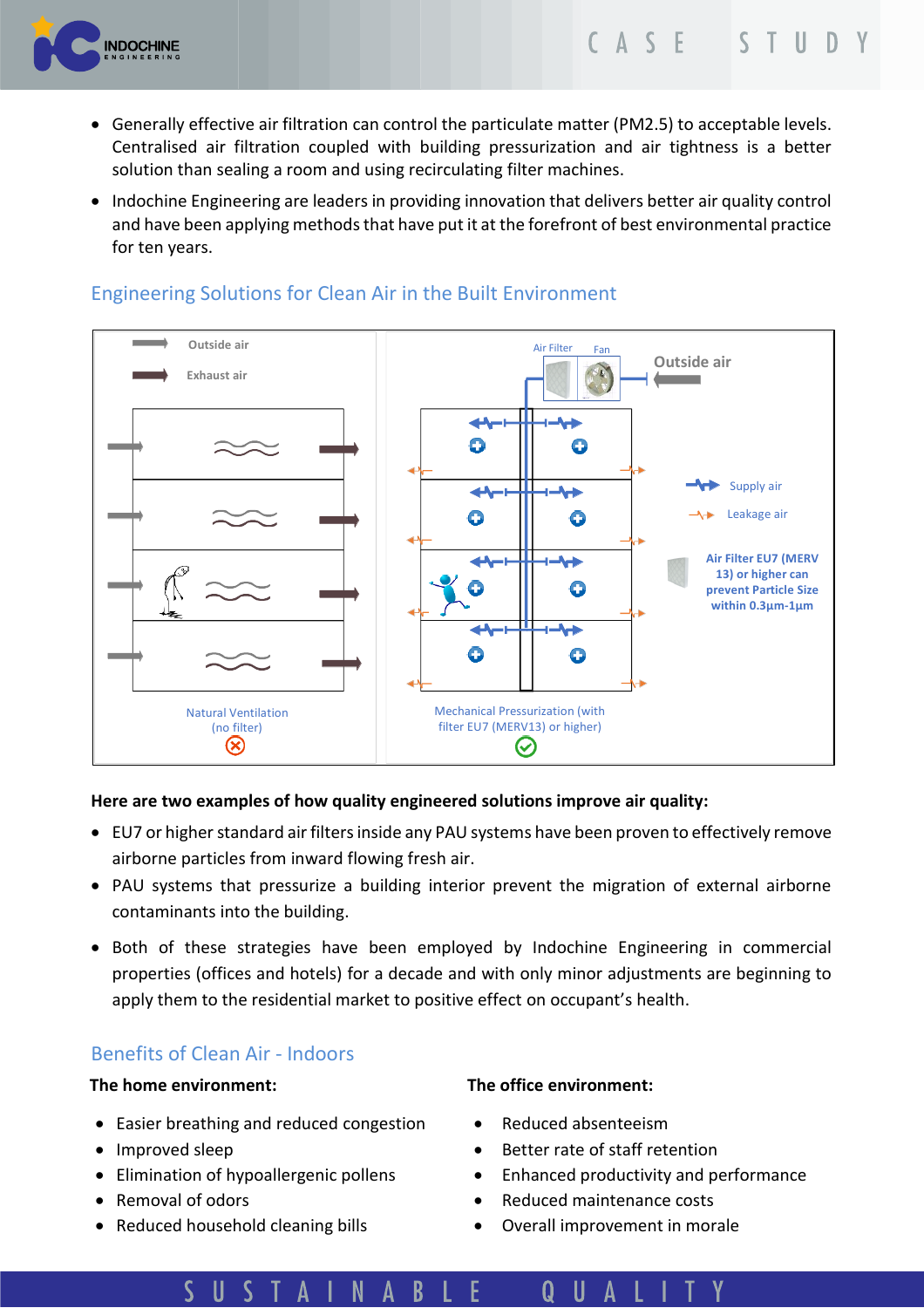- Generally effective air filtration can control the particulate matter (PM2.5) to acceptable levels. Centralised air filtration coupled with building pressurization and air tightness is a better solution than sealing a room and using recirculating filter machines.
- Indochine Engineering are leaders in providing innovation that delivers better air quality control and have been applying methods that have put it at the forefront of best environmental practice for ten years.

## Engineering Solutions for Clean Air in the Built Environment

Outside air

Exhaust air

Natural Ventilation (no filter)

Air Filter

Fan

Outside air

Supply air

Leakage air

Air Filter EU7 (MERV 13) or higher can prevent Particle Size within 0.3µm-1µm

Mechanical Pressurization (with filter EU7 (MERV13) or higher)

**Here are two examples of how quality engineered solutions improve air quality:**

- EU7 or higher standard air filters inside any PAU systems have been proven to effectively remove airborne particles from inward flowing fresh air.
- PAU systems that pressurize a building interior prevent the migration of external airborne contaminants into the building.
- Both of these strategies have been employed by Indochine Engineering in commercial properties (offices and hotels) for a decade and with only minor adjustments are beginning to apply them to the residential market to positive effect on occupant's health.

## Benefits of Clean Air - Indoors

**The home environment:**

- Easier breathing and reduced congestion
- Improved sleep
- Elimination of hypoallergenic pollens
- Removal of odors
- Reduced household cleaning bills

**The office environment:**

- Reduced absenteeism
- Better rate of staff retention
- Enhanced productivity and performance
- Reduced maintenance costs
- Overall improvement in morale